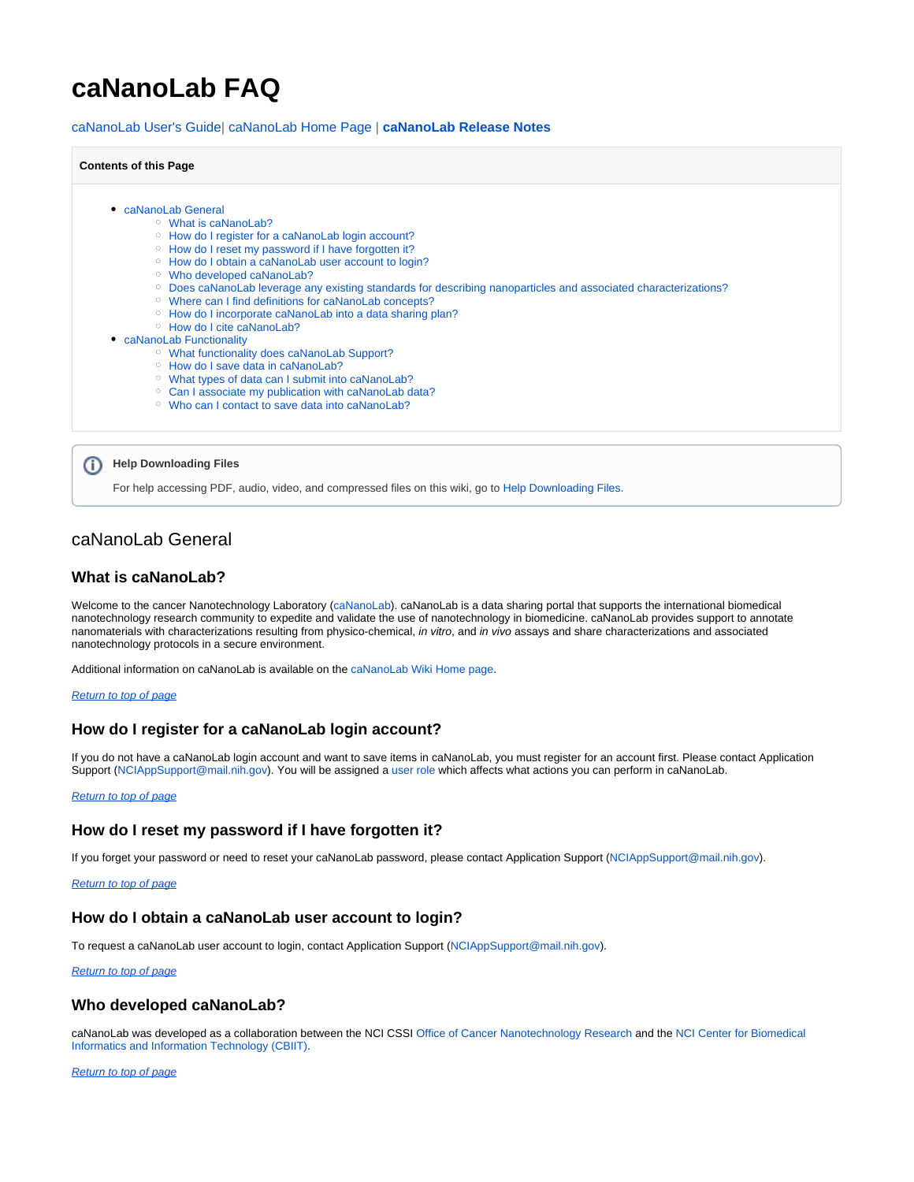# caNanoLab FAQ

caNanoLab User's Guide| caNanoLab Home Page | **caNanoLab Release Notes**

**Contents of this Page**

- caNanoLab General
  - What is caNanoLab?
  - How do I register for a caNanoLab login account?
  - How do I reset my password if I have forgotten it?
  - How do I obtain a caNanoLab user account to login?
  - Who developed caNanoLab?
  - Does caNanoLab leverage any existing standards for describing nanoparticles and associated characterizations?
  - Where can I find definitions for caNanoLab concepts?
  - How do I incorporate caNanoLab into a data sharing plan?
  - How do I cite caNanoLab?
- caNanoLab Functionality
  - What functionality does caNanoLab Support?
  - How do I save data in caNanoLab?
  - What types of data can I submit into caNanoLab?
  - Can I associate my publication with caNanoLab data?
  - Who can I contact to save data into caNanoLab?

**Help Downloading Files**

For help accessing PDF, audio, video, and compressed files on this wiki, go to Help Downloading Files.

## caNanoLab General

### What is caNanoLab?

Welcome to the cancer Nanotechnology Laboratory (caNanoLab). caNanoLab is a data sharing portal that supports the international biomedical nanotechnology research community to expedite and validate the use of nanotechnology in biomedicine. caNanoLab provides support to annotate nanomaterials with characterizations resulting from physico-chemical, *in vitro*, and *in vivo* assays and share characterizations and associated nanotechnology protocols in a secure environment.

Additional information on caNanoLab is available on the caNanoLab Wiki Home page.

*Return to top of page*

### How do I register for a caNanoLab login account?

If you do not have a caNanoLab login account and want to save items in caNanoLab, you must register for an account first. Please contact Application Support (NCIAppSupport@mail.nih.gov). You will be assigned a user role which affects what actions you can perform in caNanoLab.

*Return to top of page*

### How do I reset my password if I have forgotten it?

If you forget your password or need to reset your caNanoLab password, please contact Application Support (NCIAppSupport@mail.nih.gov).

*Return to top of page*

### How do I obtain a caNanoLab user account to login?

To request a caNanoLab user account to login, contact Application Support (NCIAppSupport@mail.nih.gov).

*Return to top of page*

### Who developed caNanoLab?

caNanoLab was developed as a collaboration between the NCI CSSI Office of Cancer Nanotechnology Research and the NCI Center for Biomedical Informatics and Information Technology (CBIIT).

*Return to top of page*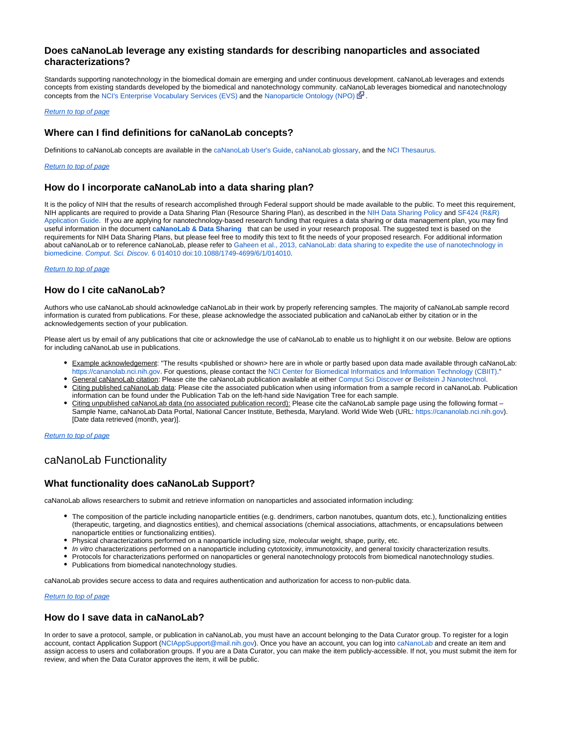### Does caNanoLab leverage any existing standards for describing nanoparticles and associated characterizations?

Standards supporting nanotechnology in the biomedical domain are emerging and under continuous development. caNanoLab leverages and extends concepts from existing standards developed by the biomedical and nanotechnology community. caNanoLab leverages biomedical and nanotechnology concepts from the NCI's Enterprise Vocabulary Services (EVS) and the Nanoparticle Ontology (NPO).

*Return to top of page*

### Where can I find definitions for caNanoLab concepts?

Definitions to caNanoLab concepts are available in the caNanoLab User's Guide, caNanoLab glossary, and the NCI Thesaurus.

*Return to top of page*

### How do I incorporate caNanoLab into a data sharing plan?

It is the policy of NIH that the results of research accomplished through Federal support should be made available to the public. To meet this requirement, NIH applicants are required to provide a Data Sharing Plan (Resource Sharing Plan), as described in the NIH Data Sharing Policy and SF424 (R&R) Application Guide.  If you are applying for nanotechnology-based research funding that requires a data sharing or data management plan, you may find useful information in the document **caNanoLab & Data Sharing**  that can be used in your research proposal. The suggested text is based on the requirements for NIH Data Sharing Plans, but please feel free to modify this text to fit the needs of your proposed research. For additional information about caNanoLab or to reference caNanoLab, please refer to Gaheen et al., 2013, caNanoLab: data sharing to expedite the use of nanotechnology in biomedicine. *Comput. Sci. Discov.* 6 014010 doi:10.1088/1749-4699/6/1/014010.

*Return to top of page*

### How do I cite caNanoLab?

Authors who use caNanoLab should acknowledge caNanoLab in their work by properly referencing samples. The majority of caNanoLab sample record information is curated from publications. For these, please acknowledge the associated publication and caNanoLab either by citation or in the acknowledgements section of your publication.

Please alert us by email of any publications that cite or acknowledge the use of caNanoLab to enable us to highlight it on our website. Below are options for including caNanoLab use in publications.

- Example acknowledgement: "The results <published or shown> here are in whole or partly based upon data made available through caNanoLab: https://cananolab.nci.nih.gov. For questions, please contact the NCI Center for Biomedical Informatics and Information Technology (CBIIT)."
- General caNanoLab citation: Please cite the caNanoLab publication available at either Comput Sci Discover or Beilstein J Nanotechnol.
- Citing published caNanoLab data: Please cite the associated publication when using information from a sample record in caNanoLab. Publication information can be found under the Publication Tab on the left-hand side Navigation Tree for each sample.
- Citing unpublished caNanoLab data (no associated publication record): Please cite the caNanoLab sample page using the following format – Sample Name, caNanoLab Data Portal, National Cancer Institute, Bethesda, Maryland. World Wide Web (URL: https://cananolab.nci.nih.gov). [Date data retrieved (month, year)].

*Return to top of page*

## caNanoLab Functionality

### What functionality does caNanoLab Support?

caNanoLab allows researchers to submit and retrieve information on nanoparticles and associated information including:

- The composition of the particle including nanoparticle entities (e.g. dendrimers, carbon nanotubes, quantum dots, etc.), functionalizing entities (therapeutic, targeting, and diagnostics entities), and chemical associations (chemical associations, attachments, or encapsulations between nanoparticle entities or functionalizing entities).
- Physical characterizations performed on a nanoparticle including size, molecular weight, shape, purity, etc.
- *In vitro* characterizations performed on a nanoparticle including cytotoxicity, immunotoxicity, and general toxicity characterization results.
- Protocols for characterizations performed on nanoparticles or general nanotechnology protocols from biomedical nanotechnology studies.
- Publications from biomedical nanotechnology studies.

caNanoLab provides secure access to data and requires authentication and authorization for access to non-public data.

*Return to top of page*

### How do I save data in caNanoLab?

In order to save a protocol, sample, or publication in caNanoLab, you must have an account belonging to the Data Curator group. To register for a login account, contact Application Support (NCIAppSupport@mail.nih.gov). Once you have an account, you can log into caNanoLab and create an item and assign access to users and collaboration groups. If you are a Data Curator, you can make the item publicly-accessible. If not, you must submit the item for review, and when the Data Curator approves the item, it will be public.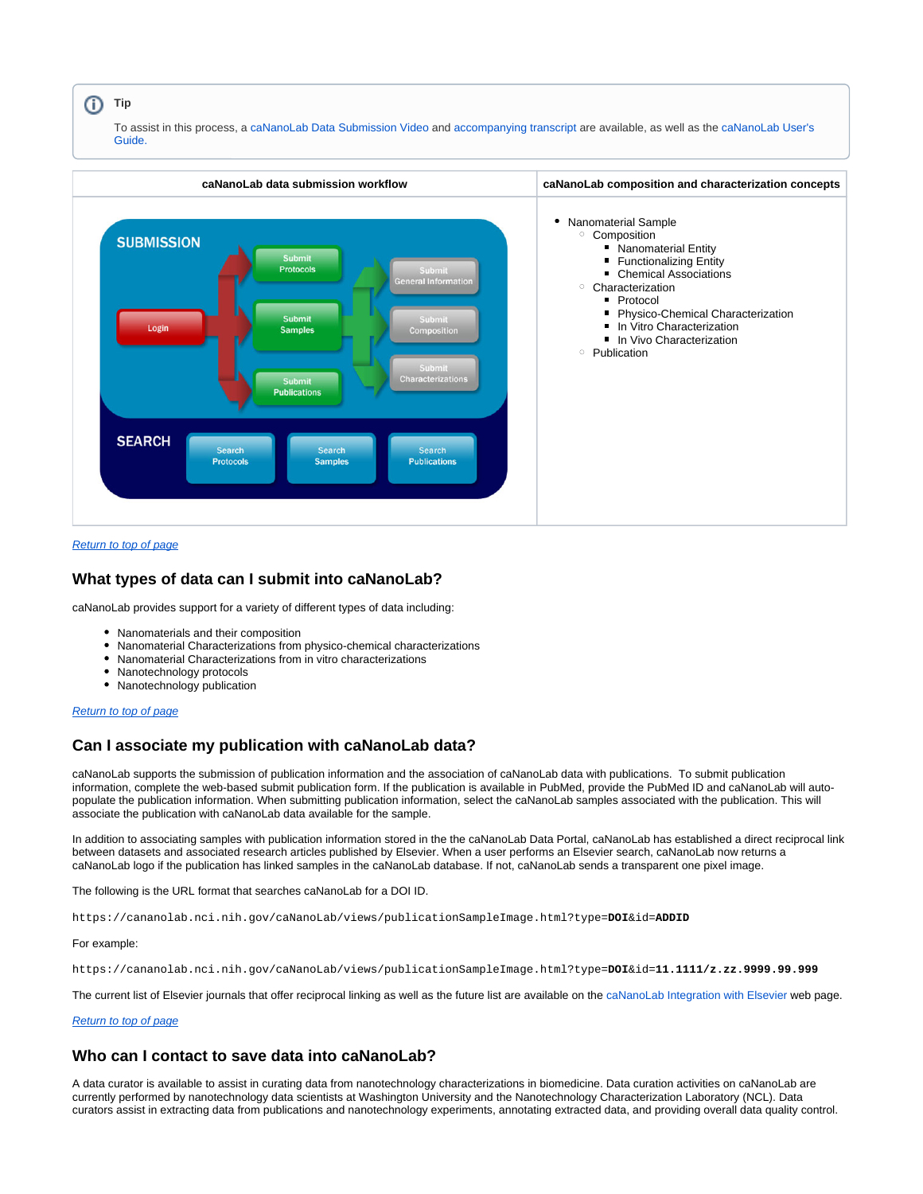> **Tip**
>
> To assist in this process, a caNanoLab Data Submission Video and accompanying transcript are available, as well as the caNanoLab User's Guide.

| caNanoLab data submission workflow | caNanoLab composition and characterization concepts |
| --- | --- |
| SUBMISSION: Login → Submit Protocols, Submit Samples, Submit Publications → Submit General Information, Submit Composition, Submit Characterizations. SEARCH: Search Protocols, Search Samples, Search Publications | <ul><li>Nanomaterial Sample<ul><li>Composition<ul><li>Nanomaterial Entity</li><li>Functionalizing Entity</li><li>Chemical Associations</li></ul></li><li>Characterization<ul><li>Protocol</li><li>Physico-Chemical Characterization</li><li>In Vitro Characterization</li><li>In Vivo Characterization</li></ul></li><li>Publication</li></ul></li></ul> |

*Return to top of page*

## What types of data can I submit into caNanoLab?

caNanoLab provides support for a variety of different types of data including:

- Nanomaterials and their composition
- Nanomaterial Characterizations from physico-chemical characterizations
- Nanomaterial Characterizations from in vitro characterizations
- Nanotechnology protocols
- Nanotechnology publication

*Return to top of page*

## Can I associate my publication with caNanoLab data?

caNanoLab supports the submission of publication information and the association of caNanoLab data with publications. To submit publication information, complete the web-based submit publication form. If the publication is available in PubMed, provide the PubMed ID and caNanoLab will auto-populate the publication information. When submitting publication information, select the caNanoLab samples associated with the publication. This will associate the publication with caNanoLab data available for the sample.

In addition to associating samples with publication information stored in the the caNanoLab Data Portal, caNanoLab has established a direct reciprocal link between datasets and associated research articles published by Elsevier. When a user performs an Elsevier search, caNanoLab now returns a caNanoLab logo if the publication has linked samples in the caNanoLab database. If not, caNanoLab sends a transparent one pixel image.

The following is the URL format that searches caNanoLab for a DOI ID.

```
https://cananolab.nci.nih.gov/caNanoLab/views/publicationSampleImage.html?type=DOI&id=ADDID
```

For example:

```
https://cananolab.nci.nih.gov/caNanoLab/views/publicationSampleImage.html?type=DOI&id=11.1111/z.zz.9999.99.999
```

The current list of Elsevier journals that offer reciprocal linking as well as the future list are available on the caNanoLab Integration with Elsevier web page.

*Return to top of page*

## Who can I contact to save data into caNanoLab?

A data curator is available to assist in curating data from nanotechnology characterizations in biomedicine. Data curation activities on caNanoLab are currently performed by nanotechnology data scientists at Washington University and the Nanotechnology Characterization Laboratory (NCL). Data curators assist in extracting data from publications and nanotechnology experiments, annotating extracted data, and providing overall data quality control.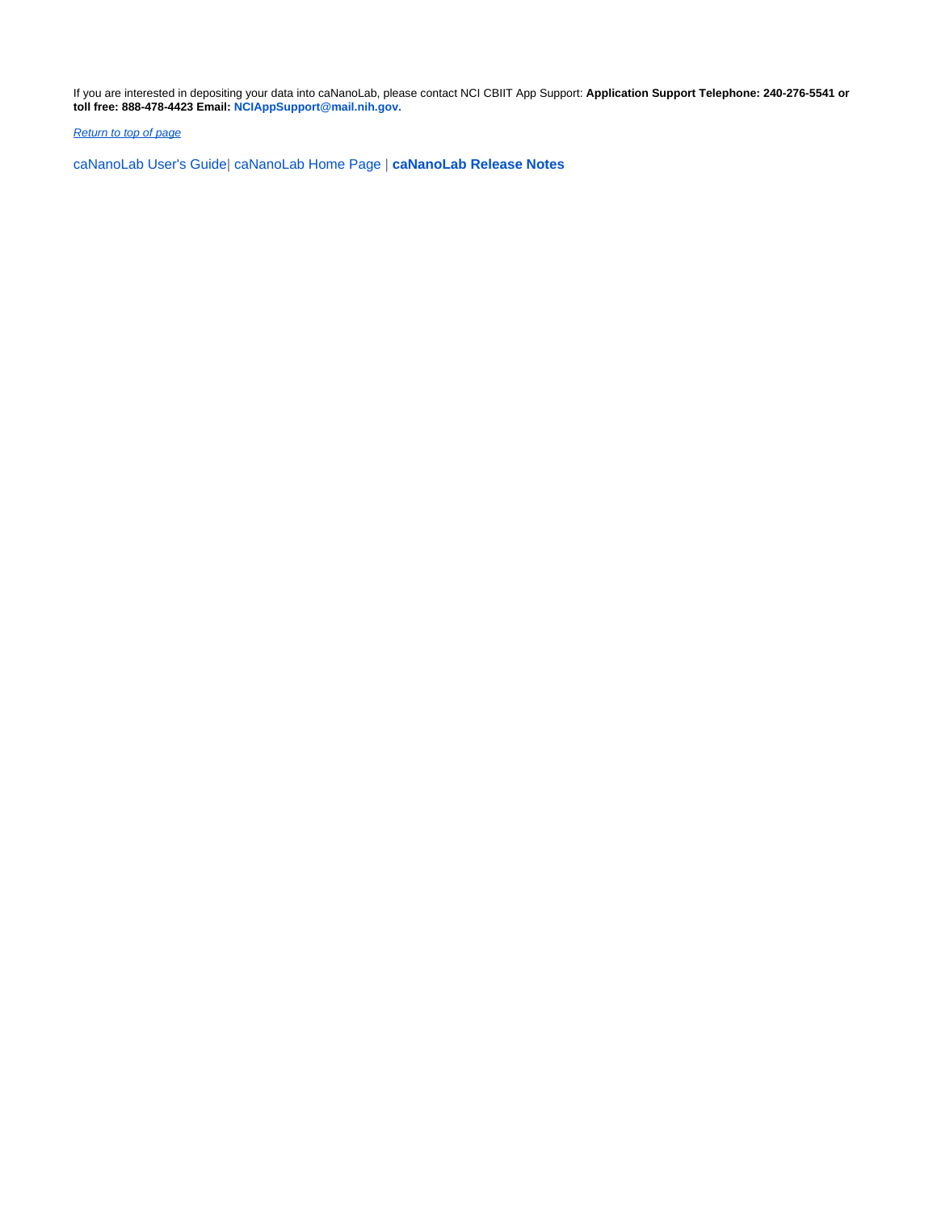If you are interested in depositing your data into caNanoLab, please contact NCI CBIIT App Support: **Application Support Telephone: 240-276-5541 or toll free: 888-478-4423 Email: NCIAppSupport@mail.nih.gov.**

*Return to top of page*

caNanoLab User's Guide| caNanoLab Home Page | **caNanoLab Release Notes**